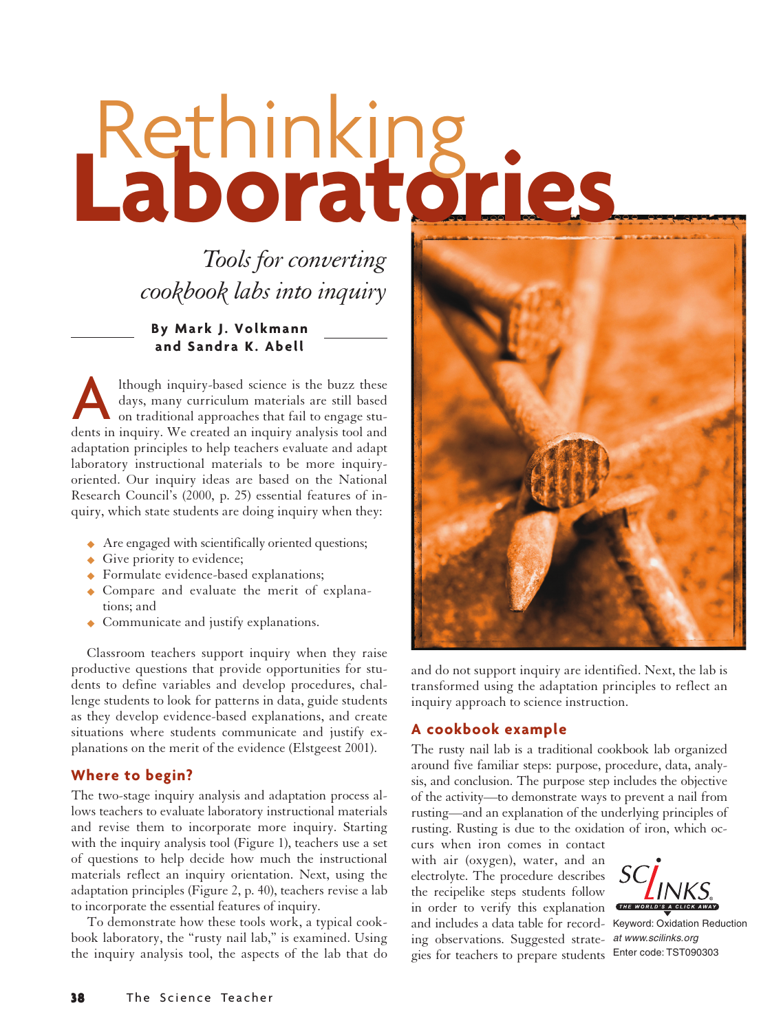# Rethinking Laboratories

*Tools for converting cookbook labs into inquiry*

**By Mark J. Volkmann and Sandra K. Abell**

Although inquiry-based science is the buzz these days, many curriculum materials are still based on traditional approaches that fail to engage students in inquiry. We created an inquiry analysis tool and adaptation principles to help teachers evaluate and adapt laboratory instructional materials to be more inquiry-oriented. Our inquiry ideas are based on the National Research Council's (2000, p. 25) essential features of inquiry, which state students are doing inquiry when they:

- Are engaged with scientifically oriented questions;
- Give priority to evidence;
- Formulate evidence-based explanations;
- Compare and evaluate the merit of explanations; and
- Communicate and justify explanations.

Classroom teachers support inquiry when they raise productive questions that provide opportunities for students to define variables and develop procedures, challenge students to look for patterns in data, guide students as they develop evidence-based explanations, and create situations where students communicate and justify explanations on the merit of the evidence (Elstgeest 2001).

## Where to begin?

The two-stage inquiry analysis and adaptation process allows teachers to evaluate laboratory instructional materials and revise them to incorporate more inquiry. Starting with the inquiry analysis tool (Figure 1), teachers use a set of questions to help decide how much the instructional materials reflect an inquiry orientation. Next, using the adaptation principles (Figure 2, p. 40), teachers revise a lab to incorporate the essential features of inquiry.

To demonstrate how these tools work, a typical cookbook laboratory, the "rusty nail lab," is examined. Using the inquiry analysis tool, the aspects of the lab that do and do not support inquiry are identified. Next, the lab is transformed using the adaptation principles to reflect an inquiry approach to science instruction.

## A cookbook example

The rusty nail lab is a traditional cookbook lab organized around five familiar steps: purpose, procedure, data, analysis, and conclusion. The purpose step includes the objective of the activity—to demonstrate ways to prevent a nail from rusting—and an explanation of the underlying principles of rusting. Rusting is due to the oxidation of iron, which occurs when iron comes in contact with air (oxygen), water, and an electrolyte. The procedure describes the recipelike steps students follow in order to verify this explanation and includes a data table for recording observations. Suggested strategies for teachers to prepare students

SCLINKS. THE WORLD'S A CLICK AWAY
Keyword: Oxidation Reduction
*at www.scilinks.org*
Enter code: TST090303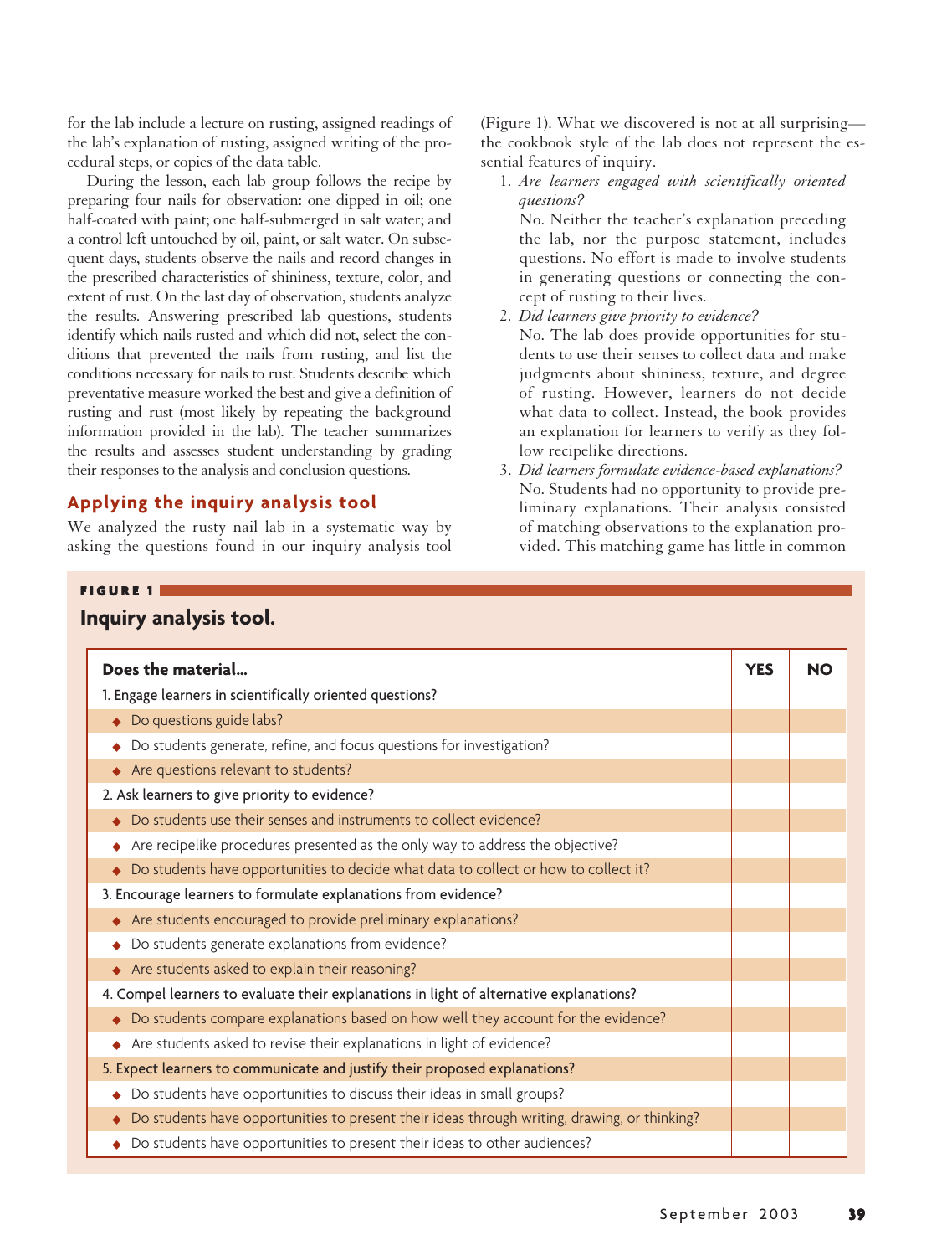for the lab include a lecture on rusting, assigned readings of the lab's explanation of rusting, assigned writing of the procedural steps, or copies of the data table.

During the lesson, each lab group follows the recipe by preparing four nails for observation: one dipped in oil; one half-coated with paint; one half-submerged in salt water; and a control left untouched by oil, paint, or salt water. On subsequent days, students observe the nails and record changes in the prescribed characteristics of shininess, texture, color, and extent of rust. On the last day of observation, students analyze the results. Answering prescribed lab questions, students identify which nails rusted and which did not, select the conditions that prevented the nails from rusting, and list the conditions necessary for nails to rust. Students describe which preventative measure worked the best and give a definition of rusting and rust (most likely by repeating the background information provided in the lab). The teacher summarizes the results and assesses student understanding by grading their responses to the analysis and conclusion questions.

## Applying the inquiry analysis tool

We analyzed the rusty nail lab in a systematic way by asking the questions found in our inquiry analysis tool (Figure 1). What we discovered is not at all surprising—the cookbook style of the lab does not represent the essential features of inquiry.

1. *Are learners engaged with scientifically oriented questions?*
   No. Neither the teacher's explanation preceding the lab, nor the purpose statement, includes questions. No effort is made to involve students in generating questions or connecting the concept of rusting to their lives.
2. *Did learners give priority to evidence?*
   No. The lab does provide opportunities for students to use their senses to collect data and make judgments about shininess, texture, and degree of rusting. However, learners do not decide what data to collect. Instead, the book provides an explanation for learners to verify as they follow recipelike directions.
3. *Did learners formulate evidence-based explanations?*
   No. Students had no opportunity to provide preliminary explanations. Their analysis consisted of matching observations to the explanation provided. This matching game has little in common

**FIGURE 1**

**Inquiry analysis tool.**

| **Does the material...** | **YES** | **NO** |
|---|---|---|
| 1. Engage learners in scientifically oriented questions? | | |
| ◆ Do questions guide labs? | | |
| ◆ Do students generate, refine, and focus questions for investigation? | | |
| ◆ Are questions relevant to students? | | |
| 2. Ask learners to give priority to evidence? | | |
| ◆ Do students use their senses and instruments to collect evidence? | | |
| ◆ Are recipelike procedures presented as the only way to address the objective? | | |
| ◆ Do students have opportunities to decide what data to collect or how to collect it? | | |
| 3. Encourage learners to formulate explanations from evidence? | | |
| ◆ Are students encouraged to provide preliminary explanations? | | |
| ◆ Do students generate explanations from evidence? | | |
| ◆ Are students asked to explain their reasoning? | | |
| 4. Compel learners to evaluate their explanations in light of alternative explanations? | | |
| ◆ Do students compare explanations based on how well they account for the evidence? | | |
| ◆ Are students asked to revise their explanations in light of evidence? | | |
| 5. Expect learners to communicate and justify their proposed explanations? | | |
| ◆ Do students have opportunities to discuss their ideas in small groups? | | |
| ◆ Do students have opportunities to present their ideas through writing, drawing, or thinking? | | |
| ◆ Do students have opportunities to present their ideas to other audiences? | | |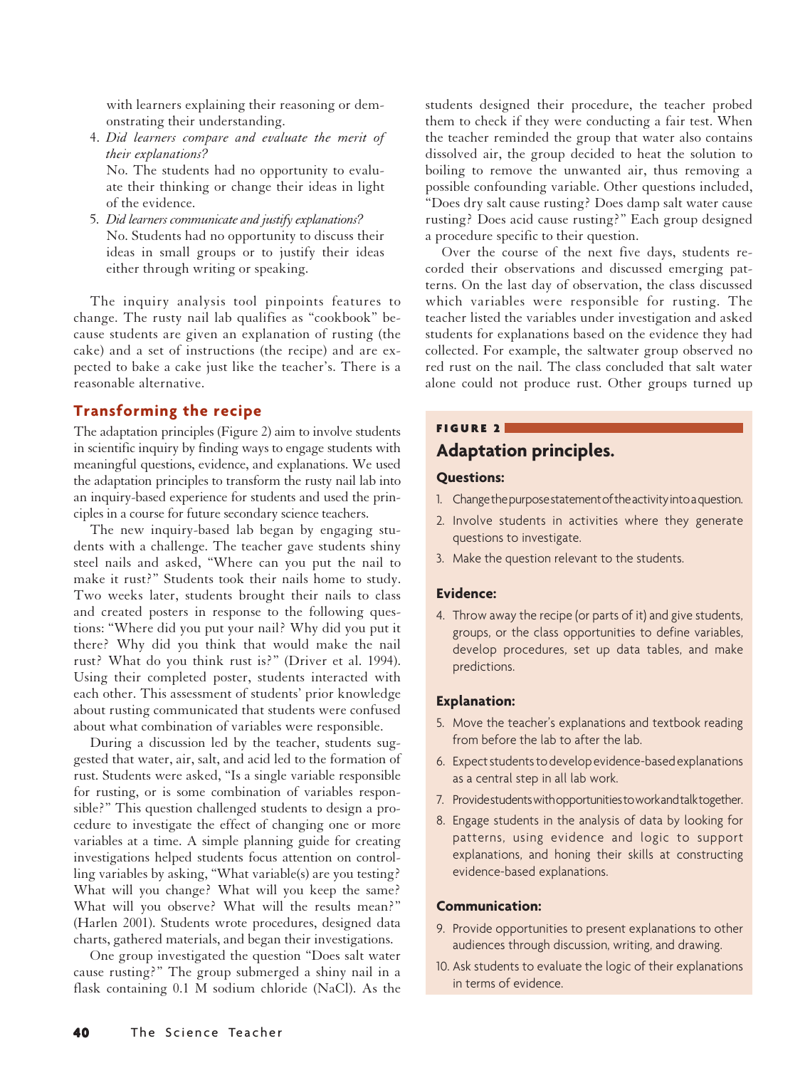with learners explaining their reasoning or demonstrating their understanding.

4. *Did learners compare and evaluate the merit of their explanations?*
   No. The students had no opportunity to evaluate their thinking or change their ideas in light of the evidence.
5. *Did learners communicate and justify explanations?*
   No. Students had no opportunity to discuss their ideas in small groups or to justify their ideas either through writing or speaking.

The inquiry analysis tool pinpoints features to change. The rusty nail lab qualifies as "cookbook" because students are given an explanation of rusting (the cake) and a set of instructions (the recipe) and are expected to bake a cake just like the teacher's. There is a reasonable alternative.

## Transforming the recipe

The adaptation principles (Figure 2) aim to involve students in scientific inquiry by finding ways to engage students with meaningful questions, evidence, and explanations. We used the adaptation principles to transform the rusty nail lab into an inquiry-based experience for students and used the principles in a course for future secondary science teachers.

The new inquiry-based lab began by engaging students with a challenge. The teacher gave students shiny steel nails and asked, "Where can you put the nail to make it rust?" Students took their nails home to study. Two weeks later, students brought their nails to class and created posters in response to the following questions: "Where did you put your nail? Why did you put it there? Why did you think that would make the nail rust? What do you think rust is?" (Driver et al. 1994). Using their completed poster, students interacted with each other. This assessment of students' prior knowledge about rusting communicated that students were confused about what combination of variables were responsible.

During a discussion led by the teacher, students suggested that water, air, salt, and acid led to the formation of rust. Students were asked, "Is a single variable responsible for rusting, or is some combination of variables responsible?" This question challenged students to design a procedure to investigate the effect of changing one or more variables at a time. A simple planning guide for creating investigations helped students focus attention on controlling variables by asking, "What variable(s) are you testing? What will you change? What will you keep the same? What will you observe? What will the results mean?" (Harlen 2001). Students wrote procedures, designed data charts, gathered materials, and began their investigations.

One group investigated the question "Does salt water cause rusting?" The group submerged a shiny nail in a flask containing 0.1 M sodium chloride ($NaCl$). As the students designed their procedure, the teacher probed them to check if they were conducting a fair test. When the teacher reminded the group that water also contains dissolved air, the group decided to heat the solution to boiling to remove the unwanted air, thus removing a possible confounding variable. Other questions included, "Does dry salt cause rusting? Does damp salt water cause rusting? Does acid cause rusting?" Each group designed a procedure specific to their question.

Over the course of the next five days, students recorded their observations and discussed emerging patterns. On the last day of observation, the class discussed which variables were responsible for rusting. The teacher listed the variables under investigation and asked students for explanations based on the evidence they had collected. For example, the saltwater group observed no red rust on the nail. The class concluded that salt water alone could not produce rust. Other groups turned up

**FIGURE 2**

### Adaptation principles.

**Questions:**

1. Change the purpose statement of the activity into a question.
2. Involve students in activities where they generate questions to investigate.
3. Make the question relevant to the students.

**Evidence:**

4. Throw away the recipe (or parts of it) and give students, groups, or the class opportunities to define variables, develop procedures, set up data tables, and make predictions.

**Explanation:**

5. Move the teacher's explanations and textbook reading from before the lab to after the lab.
6. Expect students to develop evidence-based explanations as a central step in all lab work.
7. Provide students with opportunities to work and talk together.
8. Engage students in the analysis of data by looking for patterns, using evidence and logic to support explanations, and honing their skills at constructing evidence-based explanations.

**Communication:**

9. Provide opportunities to present explanations to other audiences through discussion, writing, and drawing.
10. Ask students to evaluate the logic of their explanations in terms of evidence.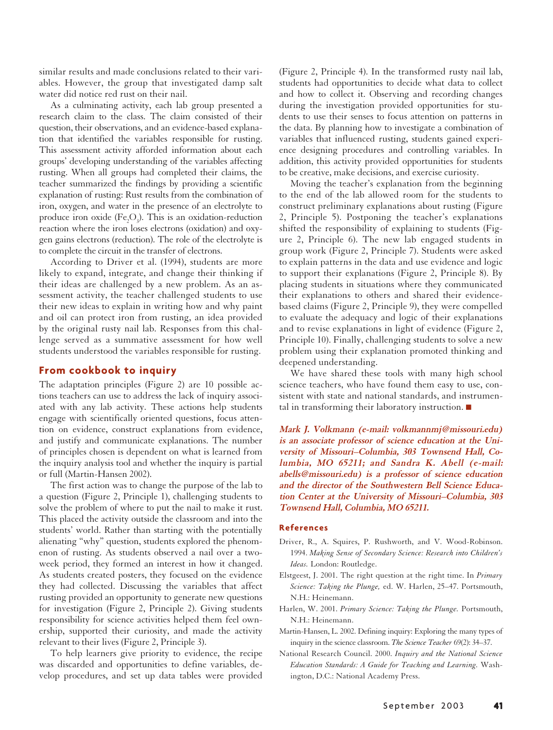similar results and made conclusions related to their variables. However, the group that investigated damp salt water did notice red rust on their nail.

As a culminating activity, each lab group presented a research claim to the class. The claim consisted of their question, their observations, and an evidence-based explanation that identified the variables responsible for rusting. This assessment activity afforded information about each groups' developing understanding of the variables affecting rusting. When all groups had completed their claims, the teacher summarized the findings by providing a scientific explanation of rusting: Rust results from the combination of iron, oxygen, and water in the presence of an electrolyte to produce iron oxide ($Fe_2O_3$). This is an oxidation-reduction reaction where the iron loses electrons (oxidation) and oxygen gains electrons (reduction). The role of the electrolyte is to complete the circuit in the transfer of electrons.

According to Driver et al. (1994), students are more likely to expand, integrate, and change their thinking if their ideas are challenged by a new problem. As an assessment activity, the teacher challenged students to use their new ideas to explain in writing how and why paint and oil can protect iron from rusting, an idea provided by the original rusty nail lab. Responses from this challenge served as a summative assessment for how well students understood the variables responsible for rusting.

## From cookbook to inquiry

The adaptation principles (Figure 2) are 10 possible actions teachers can use to address the lack of inquiry associated with any lab activity. These actions help students engage with scientifically oriented questions, focus attention on evidence, construct explanations from evidence, and justify and communicate explanations. The number of principles chosen is dependent on what is learned from the inquiry analysis tool and whether the inquiry is partial or full (Martin-Hansen 2002).

The first action was to change the purpose of the lab to a question (Figure 2, Principle 1), challenging students to solve the problem of where to put the nail to make it rust. This placed the activity outside the classroom and into the students' world. Rather than starting with the potentially alienating "why" question, students explored the phenomenon of rusting. As students observed a nail over a two-week period, they formed an interest in how it changed. As students created posters, they focused on the evidence they had collected. Discussing the variables that affect rusting provided an opportunity to generate new questions for investigation (Figure 2, Principle 2). Giving students responsibility for science activities helped them feel ownership, supported their curiosity, and made the activity relevant to their lives (Figure 2, Principle 3).

To help learners give priority to evidence, the recipe was discarded and opportunities to define variables, develop procedures, and set up data tables were provided (Figure 2, Principle 4). In the transformed rusty nail lab, students had opportunities to decide what data to collect and how to collect it. Observing and recording changes during the investigation provided opportunities for students to use their senses to focus attention on patterns in the data. By planning how to investigate a combination of variables that influenced rusting, students gained experience designing procedures and controlling variables. In addition, this activity provided opportunities for students to be creative, make decisions, and exercise curiosity.

Moving the teacher's explanation from the beginning to the end of the lab allowed room for the students to construct preliminary explanations about rusting (Figure 2, Principle 5). Postponing the teacher's explanations shifted the responsibility of explaining to students (Figure 2, Principle 6). The new lab engaged students in group work (Figure 2, Principle 7). Students were asked to explain patterns in the data and use evidence and logic to support their explanations (Figure 2, Principle 8). By placing students in situations where they communicated their explanations to others and shared their evidence-based claims (Figure 2, Principle 9), they were compelled to evaluate the adequacy and logic of their explanations and to revise explanations in light of evidence (Figure 2, Principle 10). Finally, challenging students to solve a new problem using their explanation promoted thinking and deepened understanding.

We have shared these tools with many high school science teachers, who have found them easy to use, consistent with state and national standards, and instrumental in transforming their laboratory instruction. ■

***Mark J. Volkmann (e-mail: volkmannmj@missouri.edu) is an associate professor of science education at the University of Missouri–Columbia, 303 Townsend Hall, Columbia, MO 65211; and Sandra K. Abell (e-mail: abells@missouri.edu) is a professor of science education and the director of the Southwestern Bell Science Education Center at the University of Missouri–Columbia, 303 Townsend Hall, Columbia, MO 65211.***

### References

Driver, R., A. Squires, P. Rushworth, and V. Wood-Robinson. 1994. *Making Sense of Secondary Science: Research into Children's Ideas.* London: Routledge.

Elstgeest, J. 2001. The right question at the right time. In *Primary Science: Taking the Plunge,* ed. W. Harlen, 25–47. Portsmouth, N.H.: Heinemann.

Harlen, W. 2001. *Primary Science: Taking the Plunge.* Portsmouth, N.H.: Heinemann.

Martin-Hansen, L. 2002. Defining inquiry: Exploring the many types of inquiry in the science classroom. *The Science Teacher* 69(2): 34–37.

National Research Council. 2000. *Inquiry and the National Science Education Standards: A Guide for Teaching and Learning.* Washington, D.C.: National Academy Press.